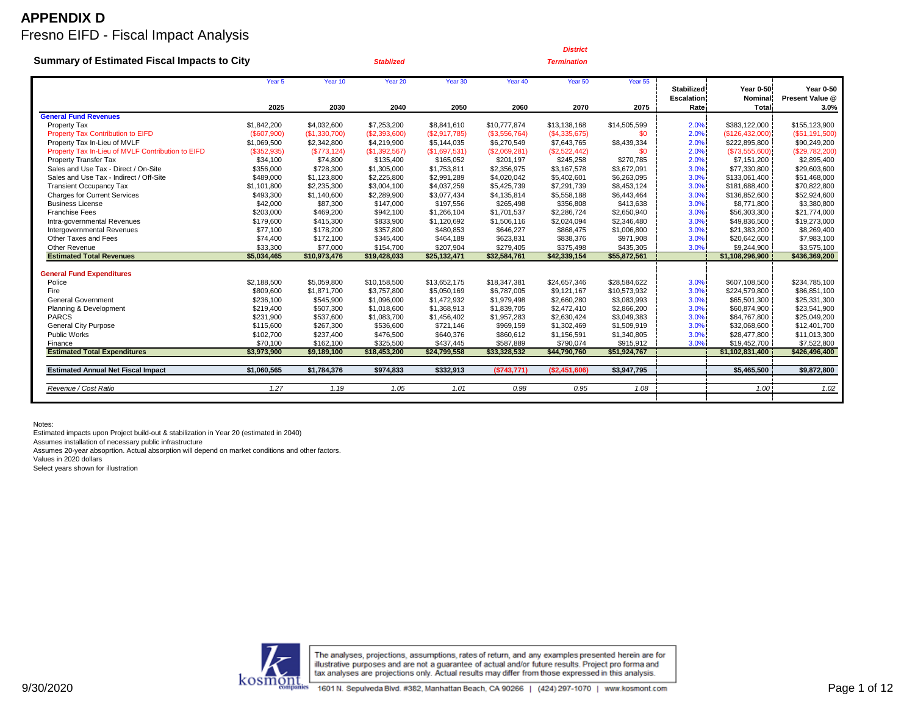# APPENDIX D

## Fresno EIFD - Fiscal Impact Analysis

### Summary of Estimated Fiscal Impacts to City

| | Year 5 2025 | Year 10 2030 | Year 20 (Stablized) 2040 | Year 30 2050 | Year 40 2060 | Year 50 (District Termination) 2070 | Year 55 2075 | Stabilized Escalation Rate | Year 0-50 Nominal Total | Year 0-50 Present Value @ 3.0% |
|---|---|---|---|---|---|---|---|---|---|---|
| **General Fund Revenues** | | | | | | | | | | |
| Property Tax | $1,842,200 | $4,032,600 | $7,253,200 | $8,841,610 | $10,777,874 | $13,138,168 | $14,505,599 | 2.0% | $383,122,000 | $155,123,900 |
| Property Tax Contribution to EIFD | ($607,900) | ($1,330,700) | ($2,393,600) | ($2,917,785) | ($3,556,764) | ($4,335,675) | $0 | 2.0% | ($126,432,000) | ($51,191,500) |
| Property Tax In-Lieu of MVLF | $1,069,500 | $2,342,800 | $4,219,900 | $5,144,035 | $6,270,549 | $7,643,765 | $8,439,334 | 2.0% | $222,895,800 | $90,249,200 |
| Property Tax In-Lieu of MVLF Contribution to EIFD | ($352,935) | ($773,124) | ($1,392,567) | ($1,697,531) | ($2,069,281) | ($2,522,442) | $0 | 2.0% | ($73,555,600) | ($29,782,200) |
| Property Transfer Tax | $34,100 | $74,800 | $135,400 | $165,052 | $201,197 | $245,258 | $270,785 | 2.0% | $7,151,200 | $2,895,400 |
| Sales and Use Tax - Direct / On-Site | $356,000 | $728,300 | $1,305,000 | $1,753,811 | $2,356,975 | $3,167,578 | $3,672,091 | 3.0% | $77,330,800 | $29,603,600 |
| Sales and Use Tax - Indirect / Off-Site | $489,000 | $1,123,800 | $2,225,800 | $2,991,289 | $4,020,042 | $5,402,601 | $6,263,095 | 3.0% | $133,061,400 | $51,468,000 |
| Transient Occupancy Tax | $1,101,800 | $2,235,300 | $3,004,100 | $4,037,259 | $5,425,739 | $7,291,739 | $8,453,124 | 3.0% | $181,688,400 | $70,822,800 |
| Charges for Current Services | $493,300 | $1,140,600 | $2,289,900 | $3,077,434 | $4,135,814 | $5,558,188 | $6,443,464 | 3.0% | $136,852,600 | $52,924,600 |
| Business License | $42,000 | $87,300 | $147,000 | $197,556 | $265,498 | $356,808 | $413,638 | 3.0% | $8,771,800 | $3,380,800 |
| Franchise Fees | $203,000 | $469,200 | $942,100 | $1,266,104 | $1,701,537 | $2,286,724 | $2,650,940 | 3.0% | $56,303,300 | $21,774,000 |
| Intra-governmental Revenues | $179,600 | $415,300 | $833,900 | $1,120,692 | $1,506,116 | $2,024,094 | $2,346,480 | 3.0% | $49,836,500 | $19,273,000 |
| Intergovernmental Revenues | $77,100 | $178,200 | $357,800 | $480,853 | $646,227 | $868,475 | $1,006,800 | 3.0% | $21,383,200 | $8,269,400 |
| Other Taxes and Fees | $74,400 | $172,100 | $345,400 | $464,189 | $623,831 | $838,376 | $971,908 | 3.0% | $20,642,600 | $7,983,100 |
| Other Revenue | $33,300 | $77,000 | $154,700 | $207,904 | $279,405 | $375,498 | $435,305 | 3.0% | $9,244,900 | $3,575,100 |
| **Estimated Total Revenues** | **$5,034,465** | **$10,973,476** | **$19,428,033** | **$25,132,471** | **$32,584,761** | **$42,339,154** | **$55,872,561** | | **$1,108,296,900** | **$436,369,200** |
| **General Fund Expenditures** | | | | | | | | | | |
| Police | $2,188,500 | $5,059,800 | $10,158,500 | $13,652,175 | $18,347,381 | $24,657,346 | $28,584,622 | 3.0% | $607,108,500 | $234,785,100 |
| Fire | $809,600 | $1,871,700 | $3,757,800 | $5,050,169 | $6,787,005 | $9,121,167 | $10,573,932 | 3.0% | $224,579,800 | $86,851,100 |
| General Government | $236,100 | $545,900 | $1,096,000 | $1,472,932 | $1,979,498 | $2,660,280 | $3,083,993 | 3.0% | $65,501,300 | $25,331,300 |
| Planning & Development | $219,400 | $507,300 | $1,018,600 | $1,368,913 | $1,839,705 | $2,472,410 | $2,866,200 | 3.0% | $60,874,900 | $23,541,900 |
| PARCS | $231,900 | $537,600 | $1,083,700 | $1,456,402 | $1,957,283 | $2,630,424 | $3,049,383 | 3.0% | $64,767,800 | $25,049,200 |
| General City Purpose | $115,600 | $267,300 | $536,600 | $721,146 | $969,159 | $1,302,469 | $1,509,919 | 3.0% | $32,068,600 | $12,401,700 |
| Public Works | $102,700 | $237,400 | $476,500 | $640,376 | $860,612 | $1,156,591 | $1,340,805 | 3.0% | $28,477,800 | $11,013,300 |
| Finance | $70,100 | $162,100 | $325,500 | $437,445 | $587,889 | $790,074 | $915,912 | 3.0% | $19,452,700 | $7,522,800 |
| **Estimated Total Expenditures** | **$3,973,900** | **$9,189,100** | **$18,453,200** | **$24,799,558** | **$33,328,532** | **$44,790,760** | **$51,924,767** | | **$1,102,831,400** | **$426,496,400** |
| **Estimated Annual Net Fiscal Impact** | **$1,060,565** | **$1,784,376** | **$974,833** | **$332,913** | **($743,771)** | **($2,451,606)** | **$3,947,795** | | **$5,465,500** | **$9,872,800** |
| *Revenue / Cost Ratio* | *1.27* | *1.19* | *1.05* | *1.01* | *0.98* | *0.95* | *1.08* | | *1.00* | *1.02* |

Notes:
Estimated impacts upon Project build-out & stabilization in Year 20 (estimated in 2040)
Assumes installation of necessary public infrastructure
Assumes 20-year absoprtion. Actual absorption will depend on market conditions and other factors.
Values in 2020 dollars
Select years shown for illustration

The analyses, projections, assumptions, rates of return, and any examples presented herein are for illustrative purposes and are not a guarantee of actual and/or future results. Project pro forma and tax analyses are projections only. Actual results may differ from those expressed in this analysis.

1601 N. Sepulveda Blvd. #382, Manhattan Beach, CA 90266 | (424) 297-1070 | www.kosmont.com

9/30/2020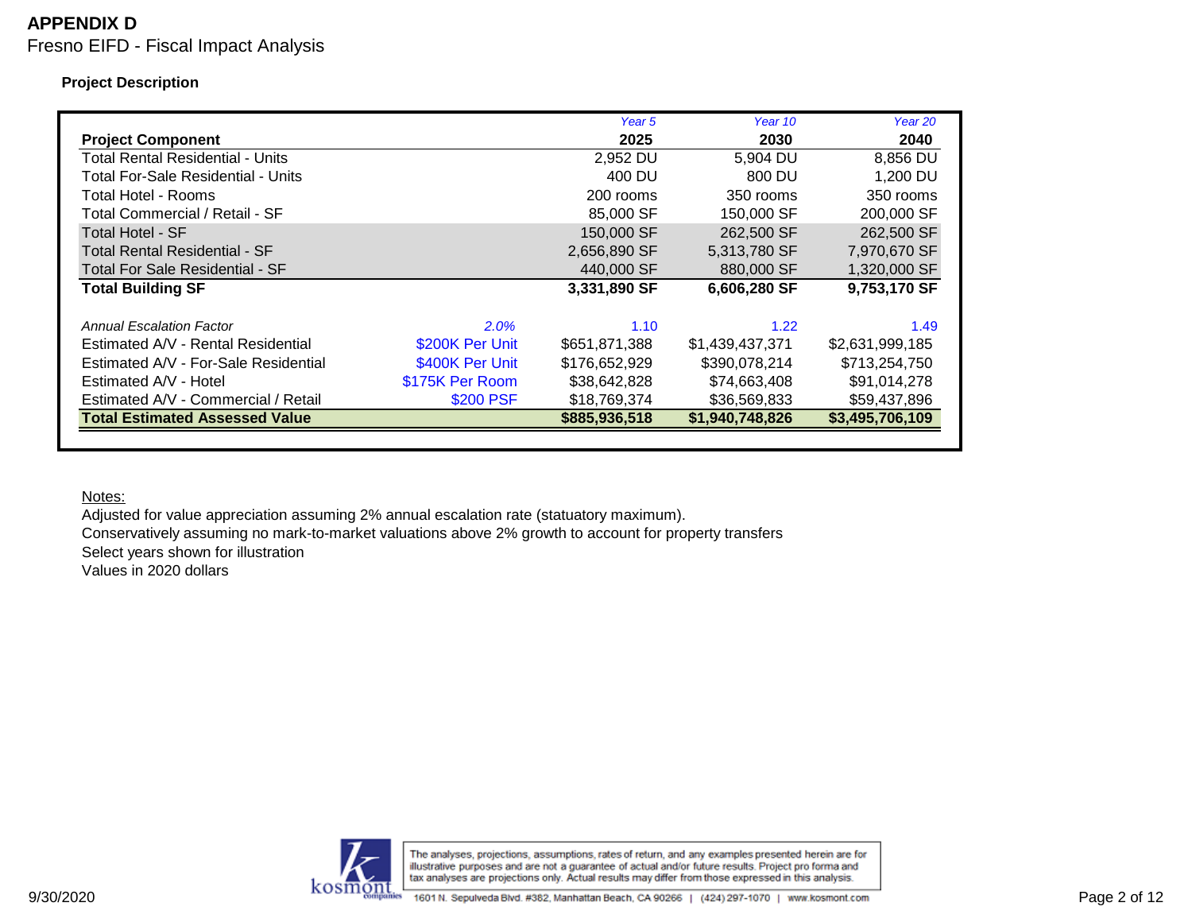# APPENDIX D

Fresno EIFD - Fiscal Impact Analysis

### Project Description

| Project Component | | Year 5<br>2025 | Year 10<br>2030 | Year 20<br>2040 |
|---|---|---|---|---|
| Total Rental Residential - Units | | 2,952 DU | 5,904 DU | 8,856 DU |
| Total For-Sale Residential - Units | | 400 DU | 800 DU | 1,200 DU |
| Total Hotel - Rooms | | 200 rooms | 350 rooms | 350 rooms |
| Total Commercial / Retail - SF | | 85,000 SF | 150,000 SF | 200,000 SF |
| Total Hotel - SF | | 150,000 SF | 262,500 SF | 262,500 SF |
| Total Rental Residential - SF | | 2,656,890 SF | 5,313,780 SF | 7,970,670 SF |
| Total For Sale Residential - SF | | 440,000 SF | 880,000 SF | 1,320,000 SF |
| **Total Building SF** | | **3,331,890 SF** | **6,606,280 SF** | **9,753,170 SF** |
| | | | | |
| *Annual Escalation Factor* | *2.0%* | 1.10 | 1.22 | 1.49 |
| Estimated A/V - Rental Residential | $200K Per Unit | $651,871,388 | $1,439,437,371 | $2,631,999,185 |
| Estimated A/V - For-Sale Residential | $400K Per Unit | $176,652,929 | $390,078,214 | $713,254,750 |
| Estimated A/V - Hotel | $175K Per Room | $38,642,828 | $74,663,408 | $91,014,278 |
| Estimated A/V - Commercial / Retail | $200 PSF | $18,769,374 | $36,569,833 | $59,437,896 |
| **Total Estimated Assessed Value** | | **$885,936,518** | **$1,940,748,826** | **$3,495,706,109** |

Notes:

Adjusted for value appreciation assuming 2% annual escalation rate (statuatory maximum).

Conservatively assuming no mark-to-market valuations above 2% growth to account for property transfers

Select years shown for illustration

Values in 2020 dollars

The analyses, projections, assumptions, rates of return, and any examples presented herein are for illustrative purposes and are not a guarantee of actual and/or future results. Project pro forma and tax analyses are projections only. Actual results may differ from those expressed in this analysis.

1601 N. Sepulveda Blvd. #382, Manhattan Beach, CA 90266 | (424) 297-1070 | www.kosmont.com

9/30/2020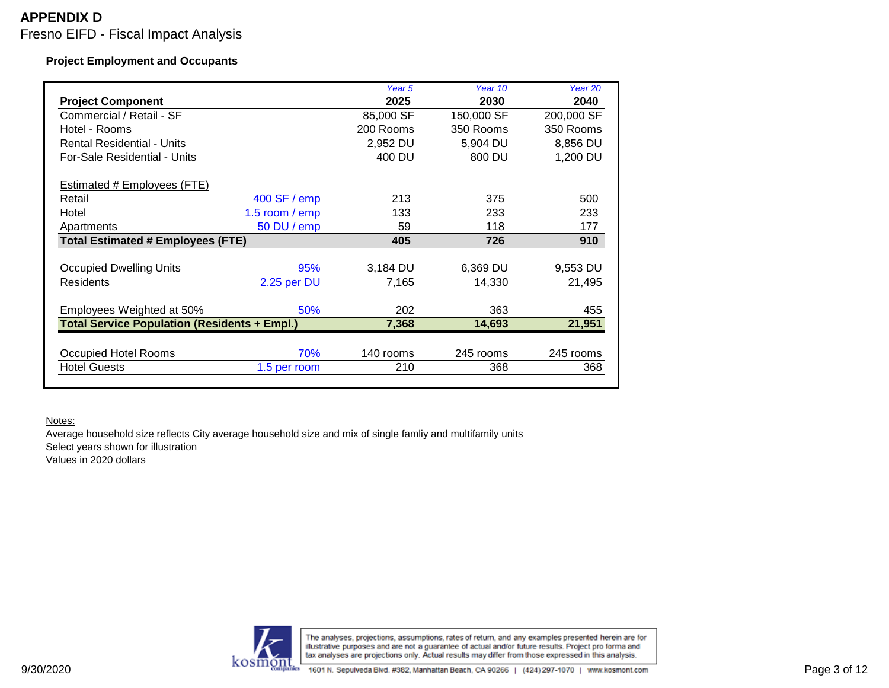# APPENDIX D

Fresno EIFD - Fiscal Impact Analysis

**Project Employment and Occupants**

| Project Component | | *Year 5* 2025 | *Year 10* 2030 | *Year 20* 2040 |
|---|---|---|---|---|
| Commercial / Retail - SF | | 85,000 SF | 150,000 SF | 200,000 SF |
| Hotel - Rooms | | 200 Rooms | 350 Rooms | 350 Rooms |
| Rental Residential - Units | | 2,952 DU | 5,904 DU | 8,856 DU |
| For-Sale Residential - Units | | 400 DU | 800 DU | 1,200 DU |
| | | | | |
| Estimated # Employees (FTE) | | | | |
| Retail | 400 SF / emp | 213 | 375 | 500 |
| Hotel | 1.5 room / emp | 133 | 233 | 233 |
| Apartments | 50 DU / emp | 59 | 118 | 177 |
| **Total Estimated # Employees (FTE)** | | **405** | **726** | **910** |
| | | | | |
| Occupied Dwelling Units | 95% | 3,184 DU | 6,369 DU | 9,553 DU |
| Residents | 2.25 per DU | 7,165 | 14,330 | 21,495 |
| | | | | |
| Employees Weighted at 50% | 50% | 202 | 363 | 455 |
| **Total Service Population (Residents + Empl.)** | | **7,368** | **14,693** | **21,951** |
| | | | | |
| Occupied Hotel Rooms | 70% | 140 rooms | 245 rooms | 245 rooms |
| Hotel Guests | 1.5 per room | 210 | 368 | 368 |

Notes:

Average household size reflects City average household size and mix of single famliy and multifamily units

Select years shown for illustration

Values in 2020 dollars

The analyses, projections, assumptions, rates of return, and any examples presented herein are for illustrative purposes and are not a guarantee of actual and/or future results. Project pro forma and tax analyses are projections only. Actual results may differ from those expressed in this analysis.

1601 N. Sepulveda Blvd. #382, Manhattan Beach, CA 90266 | (424) 297-1070 | www.kosmont.com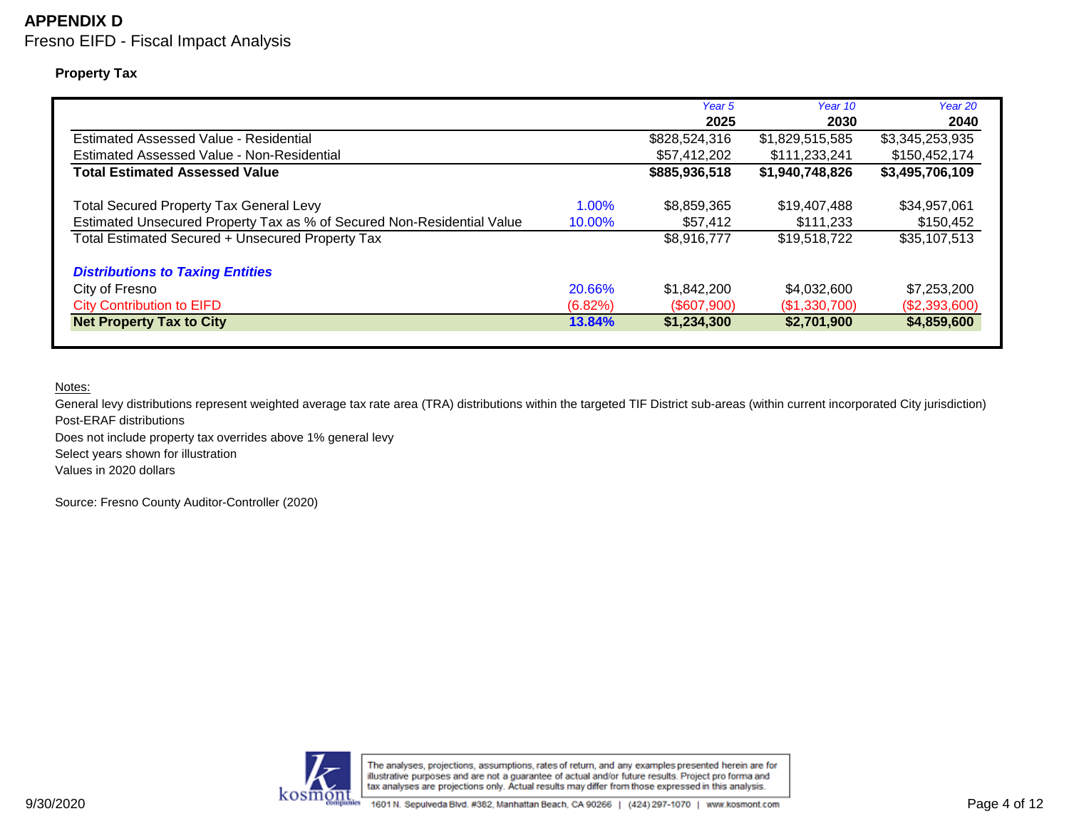# APPENDIX D

Fresno EIFD - Fiscal Impact Analysis

**Property Tax**

| | | Year 5 **2025** | Year 10 **2030** | Year 20 **2040** |
|---|---|---|---|---|
| Estimated Assessed Value - Residential | | $828,524,316 | $1,829,515,585 | $3,345,253,935 |
| Estimated Assessed Value - Non-Residential | | $57,412,202 | $111,233,241 | $150,452,174 |
| **Total Estimated Assessed Value** | | **$885,936,518** | **$1,940,748,826** | **$3,495,706,109** |
| | | | | |
| Total Secured Property Tax General Levy | 1.00% | $8,859,365 | $19,407,488 | $34,957,061 |
| Estimated Unsecured Property Tax as % of Secured Non-Residential Value | 10.00% | $57,412 | $111,233 | $150,452 |
| Total Estimated Secured + Unsecured Property Tax | | $8,916,777 | $19,518,722 | $35,107,513 |
| | | | | |
| ***Distributions to Taxing Entities*** | | | | |
| City of Fresno | 20.66% | $1,842,200 | $4,032,600 | $7,253,200 |
| City Contribution to EIFD | (6.82%) | ($607,900) | ($1,330,700) | ($2,393,600) |
| **Net Property Tax to City** | **13.84%** | **$1,234,300** | **$2,701,900** | **$4,859,600** |

Notes:

General levy distributions represent weighted average tax rate area (TRA) distributions within the targeted TIF District sub-areas (within current incorporated City jurisdiction)

Post-ERAF distributions

Does not include property tax overrides above 1% general levy

Select years shown for illustration

Values in 2020 dollars

Source: Fresno County Auditor-Controller (2020)

The analyses, projections, assumptions, rates of return, and any examples presented herein are for illustrative purposes and are not a guarantee of actual and/or future results. Project pro forma and tax analyses are projections only. Actual results may differ from those expressed in this analysis.

1601 N. Sepulveda Blvd. #382, Manhattan Beach, CA 90266 | (424) 297-1070 | www.kosmont.com

9/30/2020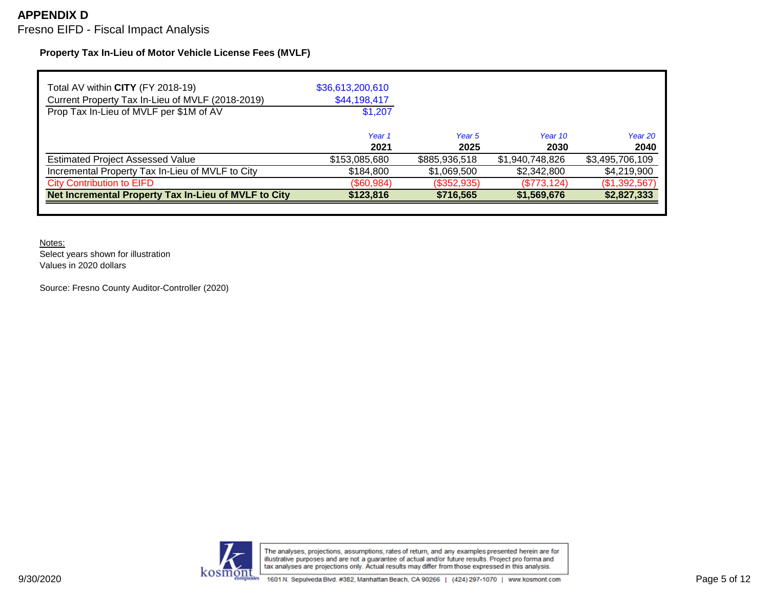# APPENDIX D

Fresno EIFD - Fiscal Impact Analysis

**Property Tax In-Lieu of Motor Vehicle License Fees (MVLF)**

| | |
|---|---|
| Total AV within **CITY** (FY 2018-19) | $36,613,200,610 |
| Current Property Tax In-Lieu of MVLF (2018-2019) | $44,198,417 |
| Prop Tax In-Lieu of MVLF per $1M of AV | $1,207 |

| | *Year 1* | *Year 5* | *Year 10* | *Year 20* |
|---|---|---|---|---|
| | **2021** | **2025** | **2030** | **2040** |
| Estimated Project Assessed Value | $153,085,680 | $885,936,518 | $1,940,748,826 | $3,495,706,109 |
| Incremental Property Tax In-Lieu of MVLF to City | $184,800 | $1,069,500 | $2,342,800 | $4,219,900 |
| City Contribution to EIFD | ($60,984) | ($352,935) | ($773,124) | ($1,392,567) |
| **Net Incremental Property Tax In-Lieu of MVLF to City** | **$123,816** | **$716,565** | **$1,569,676** | **$2,827,333** |

Notes:
Select years shown for illustration
Values in 2020 dollars

Source: Fresno County Auditor-Controller (2020)

The analyses, projections, assumptions, rates of return, and any examples presented herein are for illustrative purposes and are not a guarantee of actual and/or future results. Project pro forma and tax analyses are projections only. Actual results may differ from those expressed in this analysis.

1601 N. Sepulveda Blvd. #382, Manhattan Beach, CA 90266 | (424) 297-1070 | www.kosmont.com

9/30/2020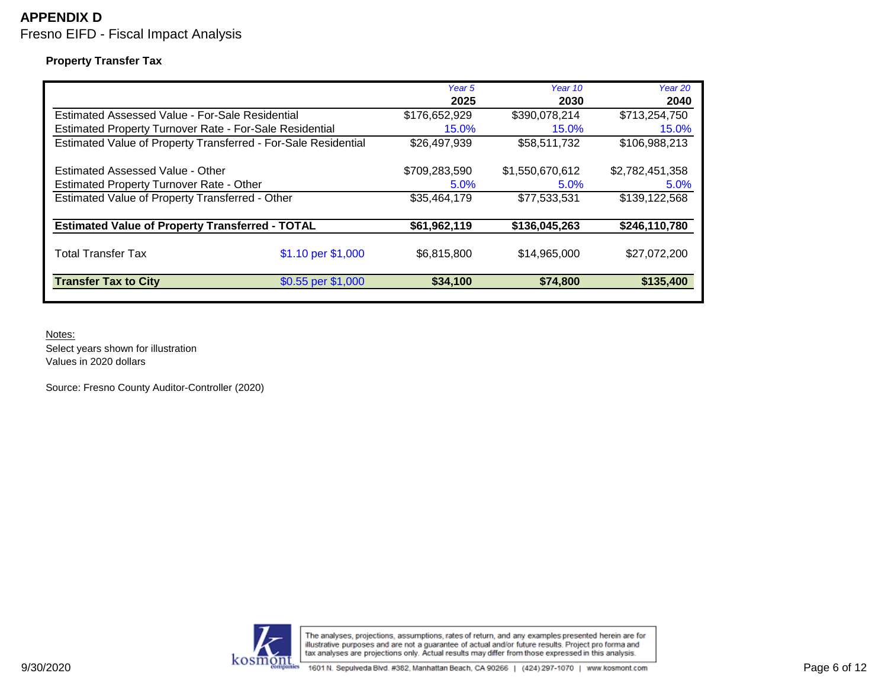# APPENDIX D

Fresno EIFD - Fiscal Impact Analysis

**Property Transfer Tax**

| | | *Year 5* 2025 | *Year 10* 2030 | *Year 20* 2040 |
|---|---|---|---|---|
| Estimated Assessed Value - For-Sale Residential | | $176,652,929 | $390,078,214 | $713,254,750 |
| Estimated Property Turnover Rate - For-Sale Residential | | 15.0% | 15.0% | 15.0% |
| Estimated Value of Property Transferred - For-Sale Residential | | $26,497,939 | $58,511,732 | $106,988,213 |
| | | | | |
| Estimated Assessed Value - Other | | $709,283,590 | $1,550,670,612 | $2,782,451,358 |
| Estimated Property Turnover Rate - Other | | 5.0% | 5.0% | 5.0% |
| Estimated Value of Property Transferred - Other | | $35,464,179 | $77,533,531 | $139,122,568 |
| | | | | |
| **Estimated Value of Property Transferred - TOTAL** | | **$61,962,119** | **$136,045,263** | **$246,110,780** |
| | | | | |
| Total Transfer Tax | $1.10 per $1,000 | $6,815,800 | $14,965,000 | $27,072,200 |
| | | | | |
| **Transfer Tax to City** | $0.55 per $1,000 | **$34,100** | **$74,800** | **$135,400** |

Notes:

Select years shown for illustration

Values in 2020 dollars

Source: Fresno County Auditor-Controller (2020)

The analyses, projections, assumptions, rates of return, and any examples presented herein are for illustrative purposes and are not a guarantee of actual and/or future results. Project pro forma and tax analyses are projections only. Actual results may differ from those expressed in this analysis.

1601 N. Sepulveda Blvd. #382, Manhattan Beach, CA 90266 | (424) 297-1070 | www.kosmont.com

9/30/2020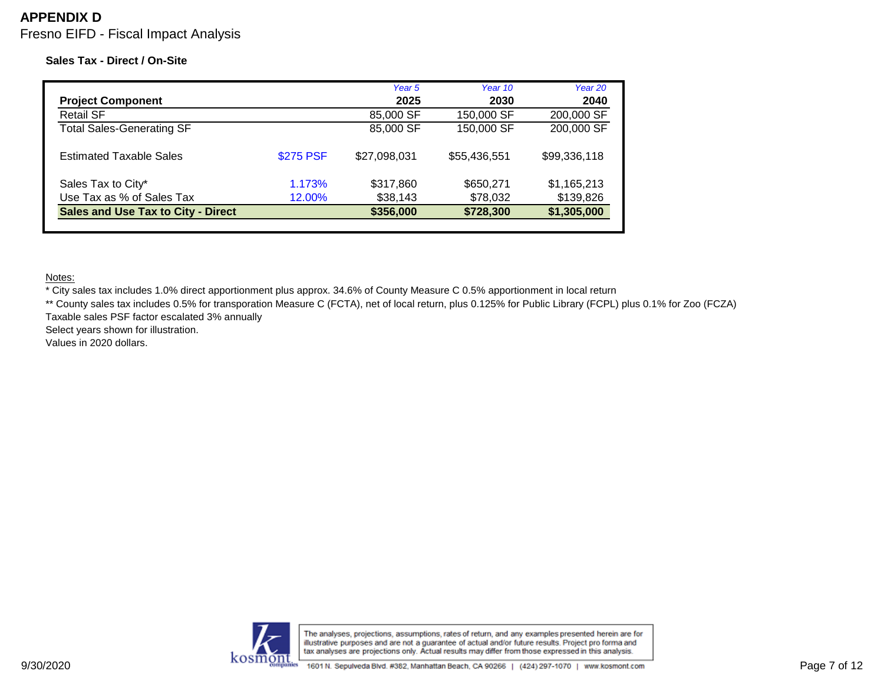# APPENDIX D

Fresno EIFD - Fiscal Impact Analysis

**Sales Tax - Direct / On-Site**

| Project Component | | *Year 5* 2025 | *Year 10* 2030 | *Year 20* 2040 |
|---|---|---|---|---|
| Retail SF | | 85,000 SF | 150,000 SF | 200,000 SF |
| Total Sales-Generating SF | | 85,000 SF | 150,000 SF | 200,000 SF |
| Estimated Taxable Sales | $275 PSF | $27,098,031 | $55,436,551 | $99,336,118 |
| Sales Tax to City* | 1.173% | $317,860 | $650,271 | $1,165,213 |
| Use Tax as % of Sales Tax | 12.00% | $38,143 | $78,032 | $139,826 |
| **Sales and Use Tax to City - Direct** | | **$356,000** | **$728,300** | **$1,305,000** |

Notes:

* City sales tax includes 1.0% direct apportionment plus approx. 34.6% of County Measure C 0.5% apportionment in local return

** County sales tax includes 0.5% for transporation Measure C (FCTA), net of local return, plus 0.125% for Public Library (FCPL) plus 0.1% for Zoo (FCZA)

Taxable sales PSF factor escalated 3% annually

Select years shown for illustration.

Values in 2020 dollars.

The analyses, projections, assumptions, rates of return, and any examples presented herein are for illustrative purposes and are not a guarantee of actual and/or future results. Project pro forma and tax analyses are projections only. Actual results may differ from those expressed in this analysis.

1601 N. Sepulveda Blvd. #382, Manhattan Beach, CA 90266 | (424) 297-1070 | www.kosmont.com

9/30/2020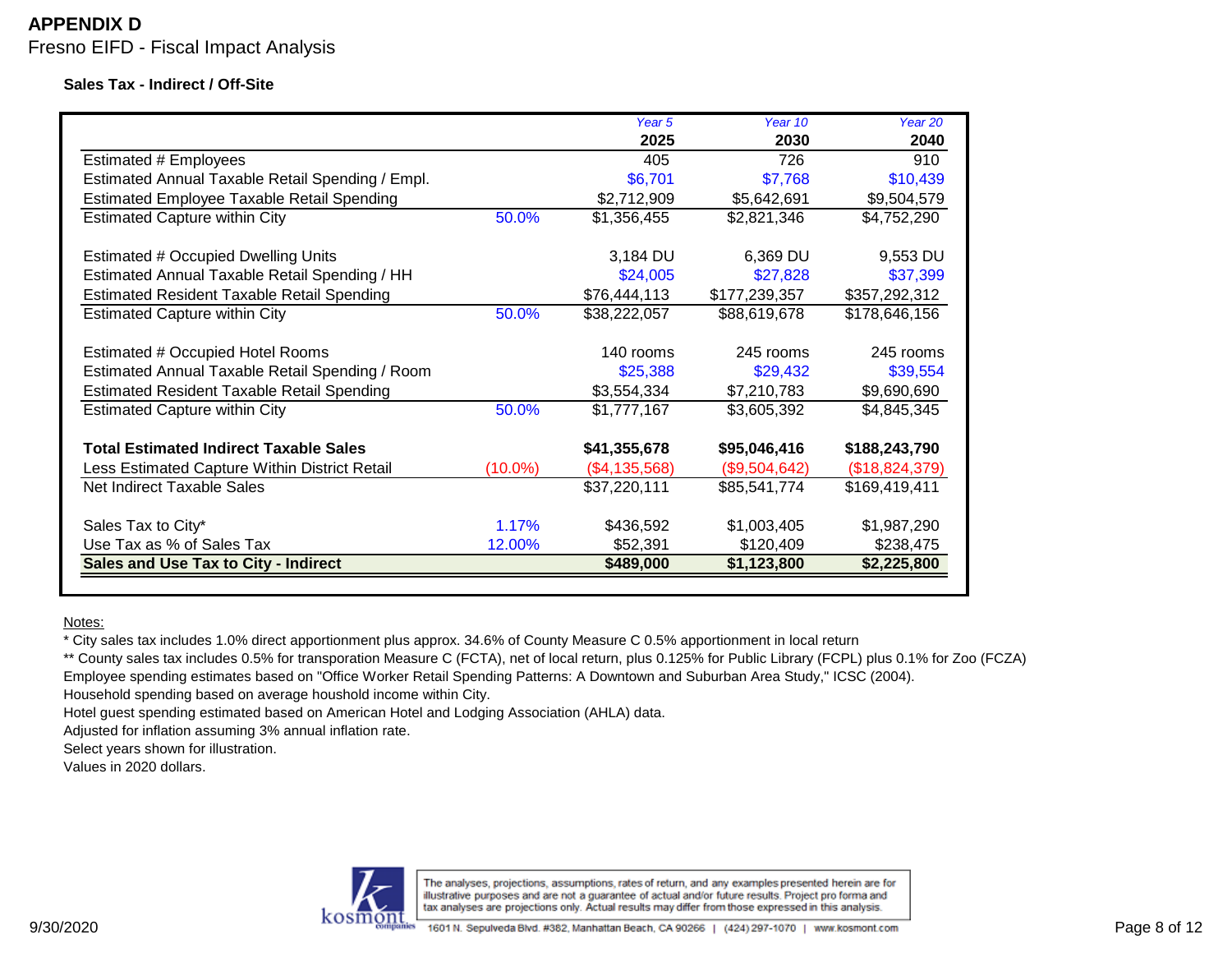**APPENDIX D**

Fresno EIFD - Fiscal Impact Analysis

**Sales Tax - Indirect / Off-Site**

| | | *Year 5* | *Year 10* | *Year 20* |
|---|---|---|---|---|
| | | **2025** | **2030** | **2040** |
| Estimated # Employees | | 405 | 726 | 910 |
| Estimated Annual Taxable Retail Spending / Empl. | | $6,701 | $7,768 | $10,439 |
| Estimated Employee Taxable Retail Spending | | $2,712,909 | $5,642,691 | $9,504,579 |
| Estimated Capture within City | 50.0% | $1,356,455 | $2,821,346 | $4,752,290 |
| | | | | |
| Estimated # Occupied Dwelling Units | | 3,184 DU | 6,369 DU | 9,553 DU |
| Estimated Annual Taxable Retail Spending / HH | | $24,005 | $27,828 | $37,399 |
| Estimated Resident Taxable Retail Spending | | $76,444,113 | $177,239,357 | $357,292,312 |
| Estimated Capture within City | 50.0% | $38,222,057 | $88,619,678 | $178,646,156 |
| | | | | |
| Estimated # Occupied Hotel Rooms | | 140 rooms | 245 rooms | 245 rooms |
| Estimated Annual Taxable Retail Spending / Room | | $25,388 | $29,432 | $39,554 |
| Estimated Resident Taxable Retail Spending | | $3,554,334 | $7,210,783 | $9,690,690 |
| Estimated Capture within City | 50.0% | $1,777,167 | $3,605,392 | $4,845,345 |
| | | | | |
| **Total Estimated Indirect Taxable Sales** | | **$41,355,678** | **$95,046,416** | **$188,243,790** |
| Less Estimated Capture Within District Retail | (10.0%) | ($4,135,568) | ($9,504,642) | ($18,824,379) |
| Net Indirect Taxable Sales | | $37,220,111 | $85,541,774 | $169,419,411 |
| | | | | |
| Sales Tax to City* | 1.17% | $436,592 | $1,003,405 | $1,987,290 |
| Use Tax as % of Sales Tax | 12.00% | $52,391 | $120,409 | $238,475 |
| **Sales and Use Tax to City - Indirect** | | **$489,000** | **$1,123,800** | **$2,225,800** |

Notes:

* City sales tax includes 1.0% direct apportionment plus approx. 34.6% of County Measure C 0.5% apportionment in local return

** County sales tax includes 0.5% for transporation Measure C (FCTA), net of local return, plus 0.125% for Public Library (FCPL) plus 0.1% for Zoo (FCZA)

Employee spending estimates based on "Office Worker Retail Spending Patterns: A Downtown and Suburban Area Study," ICSC (2004).

Household spending based on average houshold income within City.

Hotel guest spending estimated based on American Hotel and Lodging Association (AHLA) data.

Adjusted for inflation assuming 3% annual inflation rate.

Select years shown for illustration.

Values in 2020 dollars.

The analyses, projections, assumptions, rates of return, and any examples presented herein are for illustrative purposes and are not a guarantee of actual and/or future results. Project pro forma and tax analyses are projections only. Actual results may differ from those expressed in this analysis.

9/30/2020

1601 N. Sepulveda Blvd. #382, Manhattan Beach, CA 90266 | (424) 297-1070 | www.kosmont.com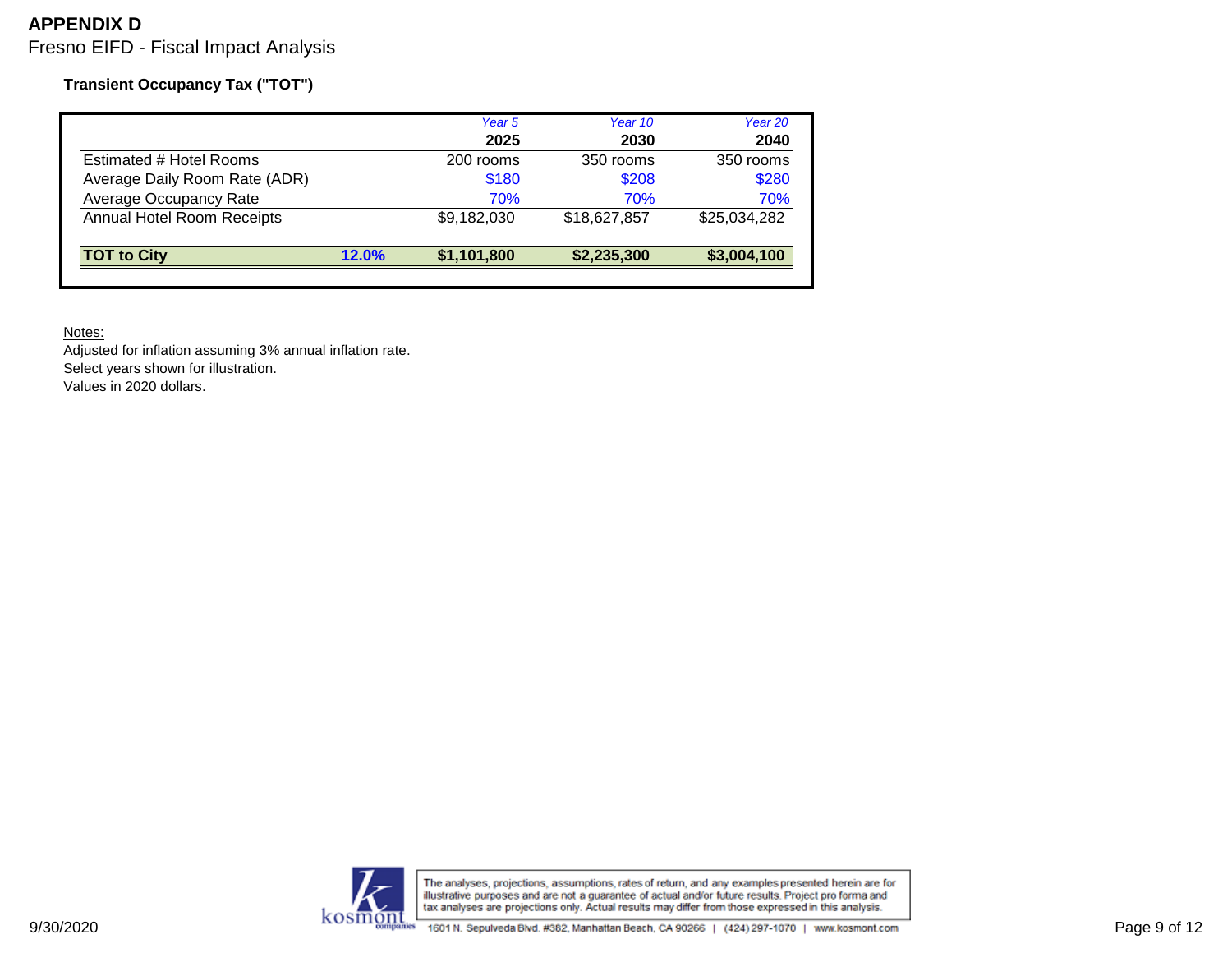# APPENDIX D

Fresno EIFD - Fiscal Impact Analysis

### Transient Occupancy Tax ("TOT")

| | | *Year 5* | *Year 10* | *Year 20* |
|---|---|---|---|---|
| | | **2025** | **2030** | **2040** |
| Estimated # Hotel Rooms | | 200 rooms | 350 rooms | 350 rooms |
| Average Daily Room Rate (ADR) | | $180 | $208 | $280 |
| Average Occupancy Rate | | 70% | 70% | 70% |
| Annual Hotel Room Receipts | | $9,182,030 | $18,627,857 | $25,034,282 |
| **TOT to City** | **12.0%** | **$1,101,800** | **$2,235,300** | **$3,004,100** |

Notes:

Adjusted for inflation assuming 3% annual inflation rate.

Select years shown for illustration.

Values in 2020 dollars.

9/30/2020

The analyses, projections, assumptions, rates of return, and any examples presented herein are for illustrative purposes and are not a guarantee of actual and/or future results. Project pro forma and tax analyses are projections only. Actual results may differ from those expressed in this analysis.

kosmont companies

1601 N. Sepulveda Blvd. #382, Manhattan Beach, CA 90266 | (424) 297-1070 | www.kosmont.com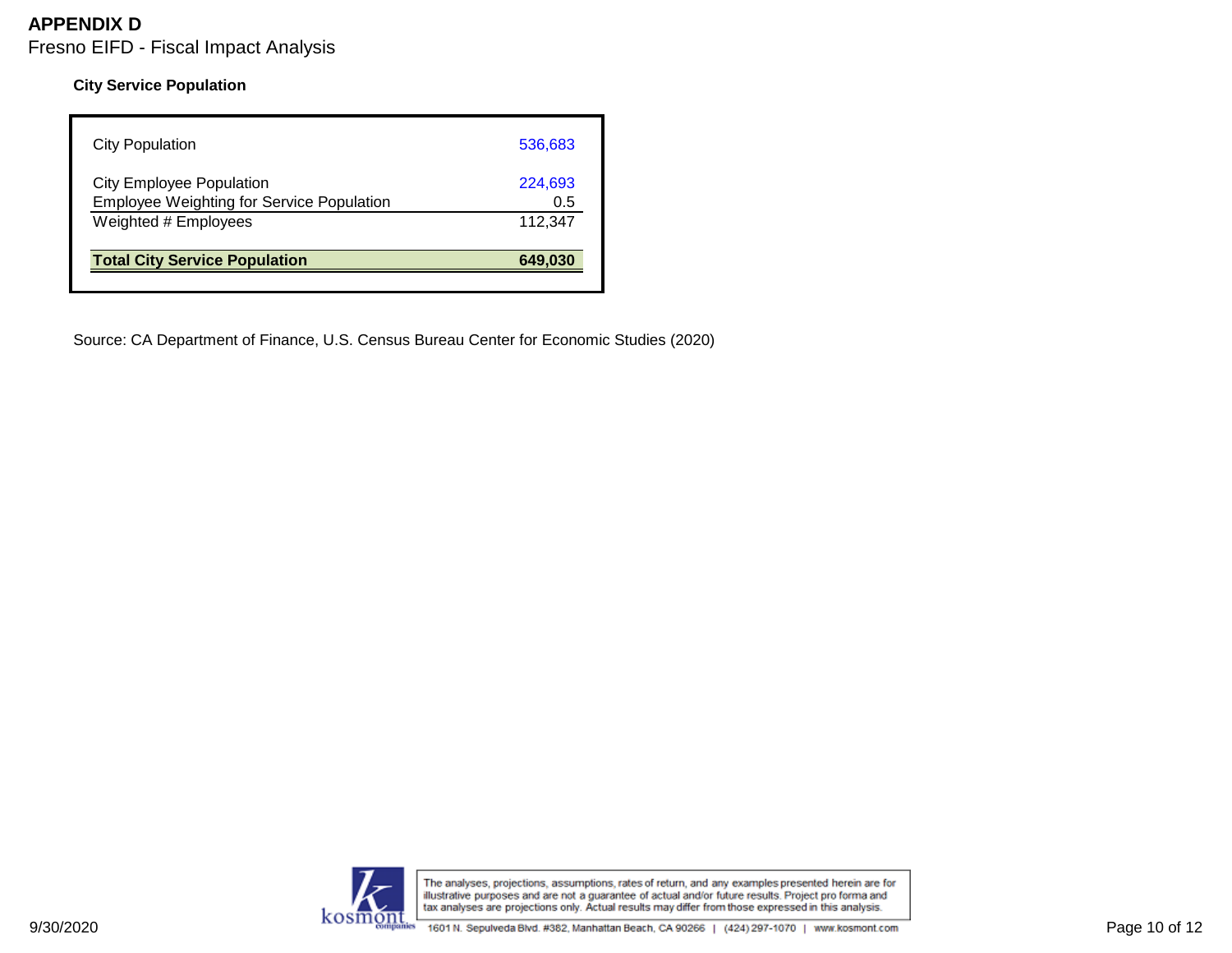# APPENDIX D

Fresno EIFD - Fiscal Impact Analysis

### City Service Population

| | |
|---|---|
| City Population | 536,683 |
| City Employee Population | 224,693 |
| Employee Weighting for Service Population | 0.5 |
| Weighted # Employees | 112,347 |
| **Total City Service Population** | **649,030** |

Source: CA Department of Finance, U.S. Census Bureau Center for Economic Studies (2020)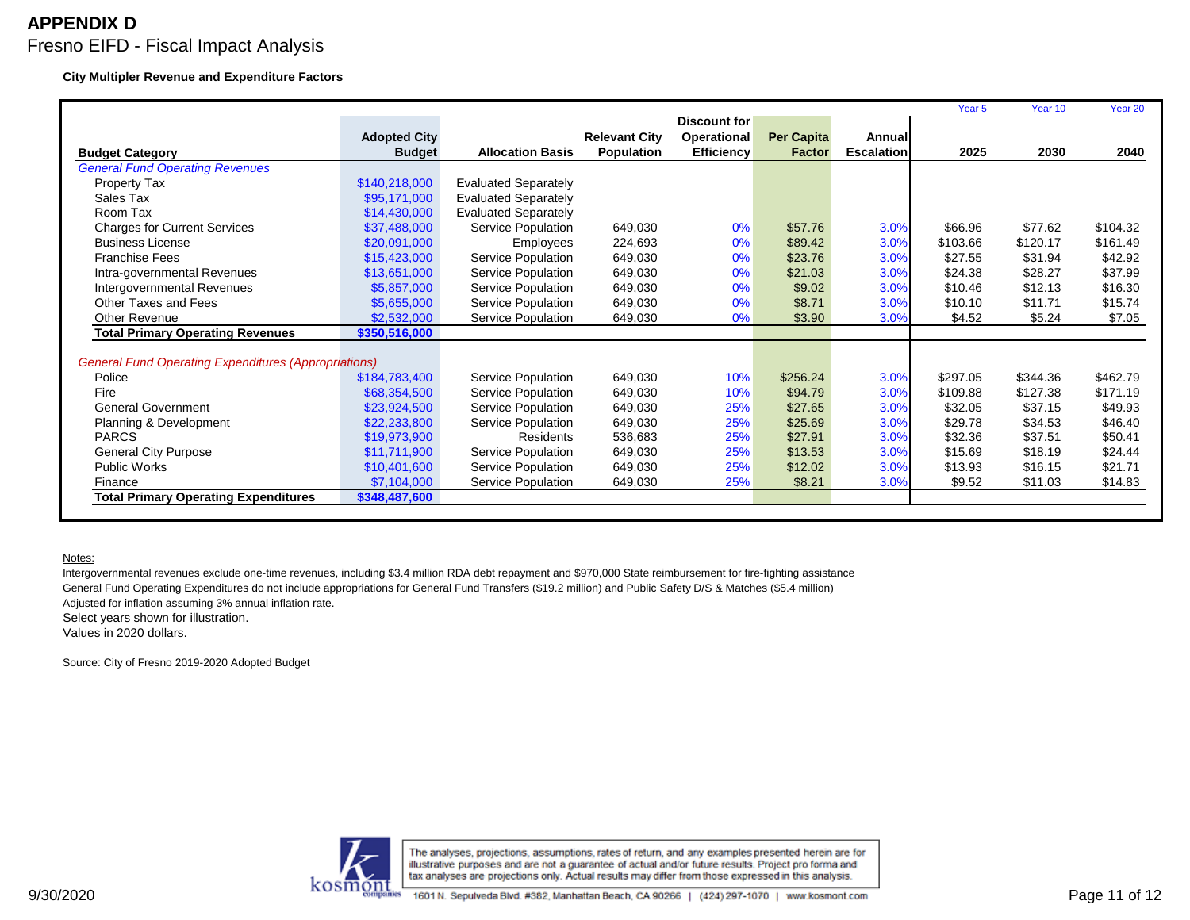# APPENDIX D

## Fresno EIFD - Fiscal Impact Analysis

**City Multipler Revenue and Expenditure Factors**

| Budget Category | Adopted City Budget | Allocation Basis | Relevant City Population | Discount for Operational Efficiency | Per Capita Factor | Annual Escalation | Year 5<br>2025 | Year 10<br>2030 | Year 20<br>2040 |
|---|---|---|---|---|---|---|---|---|---|
| *General Fund Operating Revenues* | | | | | | | | | |
| Property Tax | $140,218,000 | Evaluated Separately | | | | | | | |
| Sales Tax | $95,171,000 | Evaluated Separately | | | | | | | |
| Room Tax | $14,430,000 | Evaluated Separately | | | | | | | |
| Charges for Current Services | $37,488,000 | Service Population | 649,030 | 0% | $57.76 | 3.0% | $66.96 | $77.62 | $104.32 |
| Business License | $20,091,000 | Employees | 224,693 | 0% | $89.42 | 3.0% | $103.66 | $120.17 | $161.49 |
| Franchise Fees | $15,423,000 | Service Population | 649,030 | 0% | $23.76 | 3.0% | $27.55 | $31.94 | $42.92 |
| Intra-governmental Revenues | $13,651,000 | Service Population | 649,030 | 0% | $21.03 | 3.0% | $24.38 | $28.27 | $37.99 |
| Intergovernmental Revenues | $5,857,000 | Service Population | 649,030 | 0% | $9.02 | 3.0% | $10.46 | $12.13 | $16.30 |
| Other Taxes and Fees | $5,655,000 | Service Population | 649,030 | 0% | $8.71 | 3.0% | $10.10 | $11.71 | $15.74 |
| Other Revenue | $2,532,000 | Service Population | 649,030 | 0% | $3.90 | 3.0% | $4.52 | $5.24 | $7.05 |
| **Total Primary Operating Revenues** | **$350,516,000** | | | | | | | | |
| *General Fund Operating Expenditures (Appropriations)* | | | | | | | | | |
| Police | $184,783,400 | Service Population | 649,030 | 10% | $256.24 | 3.0% | $297.05 | $344.36 | $462.79 |
| Fire | $68,354,500 | Service Population | 649,030 | 10% | $94.79 | 3.0% | $109.88 | $127.38 | $171.19 |
| General Government | $23,924,500 | Service Population | 649,030 | 25% | $27.65 | 3.0% | $32.05 | $37.15 | $49.93 |
| Planning & Development | $22,233,800 | Service Population | 649,030 | 25% | $25.69 | 3.0% | $29.78 | $34.53 | $46.40 |
| PARCS | $19,973,900 | Residents | 536,683 | 25% | $27.91 | 3.0% | $32.36 | $37.51 | $50.41 |
| General City Purpose | $11,711,900 | Service Population | 649,030 | 25% | $13.53 | 3.0% | $15.69 | $18.19 | $24.44 |
| Public Works | $10,401,600 | Service Population | 649,030 | 25% | $12.02 | 3.0% | $13.93 | $16.15 | $21.71 |
| Finance | $7,104,000 | Service Population | 649,030 | 25% | $8.21 | 3.0% | $9.52 | $11.03 | $14.83 |
| **Total Primary Operating Expenditures** | **$348,487,600** | | | | | | | | |

Notes:

Intergovernmental revenues exclude one-time revenues, including $3.4 million RDA debt repayment and $970,000 State reimbursement for fire-fighting assistance

General Fund Operating Expenditures do not include appropriations for General Fund Transfers ($19.2 million) and Public Safety D/S & Matches ($5.4 million)

Adjusted for inflation assuming 3% annual inflation rate.

Select years shown for illustration.

Values in 2020 dollars.

Source: City of Fresno 2019-2020 Adopted Budget

The analyses, projections, assumptions, rates of return, and any examples presented herein are for illustrative purposes and are not a guarantee of actual and/or future results. Project pro forma and tax analyses are projections only. Actual results may differ from those expressed in this analysis.

9/30/2020

kosmont companies — 1601 N. Sepulveda Blvd. #382, Manhattan Beach, CA 90266 | (424) 297-1070 | www.kosmont.com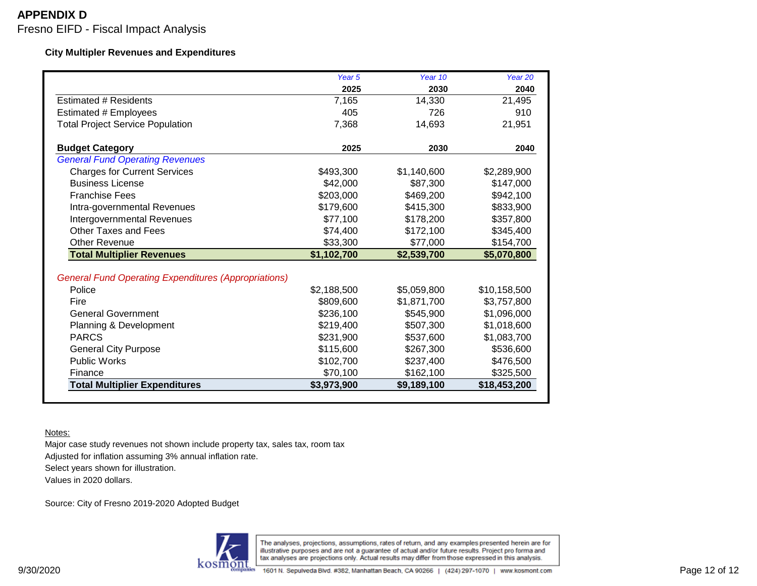# APPENDIX D

Fresno EIFD - Fiscal Impact Analysis

### City Multipler Revenues and Expenditures

| | Year 5<br>2025 | Year 10<br>2030 | Year 20<br>2040 |
|---|---|---|---|
| Estimated # Residents | 7,165 | 14,330 | 21,495 |
| Estimated # Employees | 405 | 726 | 910 |
| Total Project Service Population | 7,368 | 14,693 | 21,951 |
| **Budget Category** | **2025** | **2030** | **2040** |
| *General Fund Operating Revenues* | | | |
| Charges for Current Services | $493,300 | $1,140,600 | $2,289,900 |
| Business License | $42,000 | $87,300 | $147,000 |
| Franchise Fees | $203,000 | $469,200 | $942,100 |
| Intra-governmental Revenues | $179,600 | $415,300 | $833,900 |
| Intergovernmental Revenues | $77,100 | $178,200 | $357,800 |
| Other Taxes and Fees | $74,400 | $172,100 | $345,400 |
| Other Revenue | $33,300 | $77,000 | $154,700 |
| **Total Multiplier Revenues** | **$1,102,700** | **$2,539,700** | **$5,070,800** |
| *General Fund Operating Expenditures (Appropriations)* | | | |
| Police | $2,188,500 | $5,059,800 | $10,158,500 |
| Fire | $809,600 | $1,871,700 | $3,757,800 |
| General Government | $236,100 | $545,900 | $1,096,000 |
| Planning & Development | $219,400 | $507,300 | $1,018,600 |
| PARCS | $231,900 | $537,600 | $1,083,700 |
| General City Purpose | $115,600 | $267,300 | $536,600 |
| Public Works | $102,700 | $237,400 | $476,500 |
| Finance | $70,100 | $162,100 | $325,500 |
| **Total Multiplier Expenditures** | **$3,973,900** | **$9,189,100** | **$18,453,200** |

Notes:

Major case study revenues not shown include property tax, sales tax, room tax

Adjusted for inflation assuming 3% annual inflation rate.

Select years shown for illustration.

Values in 2020 dollars.

Source: City of Fresno 2019-2020 Adopted Budget

The analyses, projections, assumptions, rates of return, and any examples presented herein are for illustrative purposes and are not a guarantee of actual and/or future results. Project pro forma and tax analyses are projections only. Actual results may differ from those expressed in this analysis.

1601 N. Sepulveda Blvd. #382, Manhattan Beach, CA 90266 | (424) 297-1070 | www.kosmont.com

9/30/2020